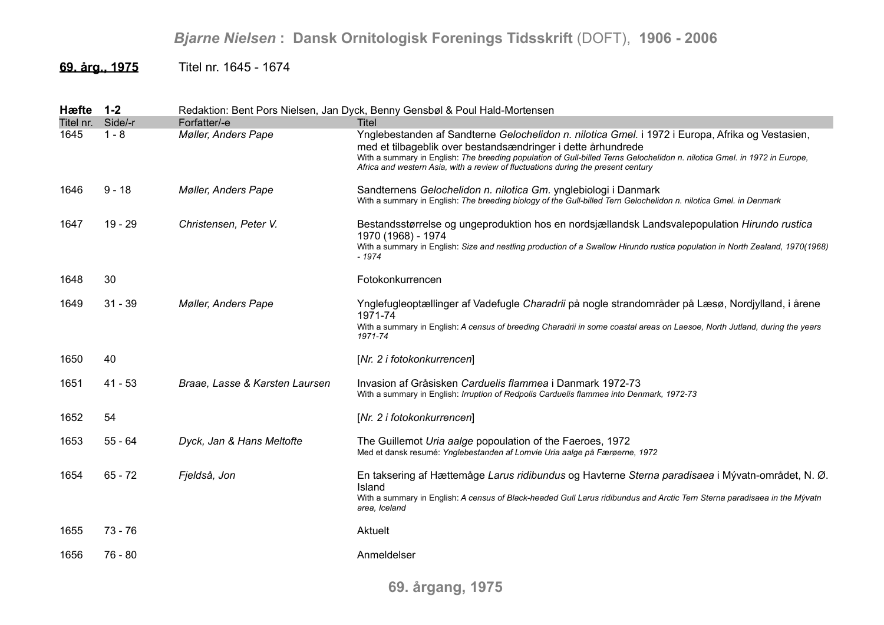**69. årg., 1975** Titel nr. 1645 - 1674

**Hæfte 1-2** Redaktion: Bent Pors Nielsen, Jan Dyck, Benny Gensbøl & Poul Hald-Mortensen

| Titel nr. | Side/-r | Forfatter/-e | Titel |
|---|---|---|---|
| 1645 | 1 - 8 | *Møller, Anders Pape* | Ynglebestanden af Sandterne *Gelochelidon n. nilotica Gmel.* i 1972 i Europa, Afrika og Vestasien, med et tilbageblik over bestandsændringer i dette århundrede<br>With a summary in English: *The breeding population of Gull-billed Terns Gelochelidon n. nilotica Gmel. in 1972 in Europe, Africa and western Asia, with a review of fluctuations during the present century* |
| 1646 | 9 - 18 | *Møller, Anders Pape* | Sandternens *Gelochelidon n. nilotica Gm.* ynglebiologi i Danmark<br>With a summary in English: *The breeding biology of the Gull-billed Tern Gelochelidon n. nilotica Gmel. in Denmark* |
| 1647 | 19 - 29 | *Christensen, Peter V.* | Bestandsstørrelse og ungeproduktion hos en nordsjællandsk Landsvalepopulation *Hirundo rustica* 1970 (1968) - 1974<br>With a summary in English: *Size and nestling production of a Swallow Hirundo rustica population in North Zealand, 1970(1968) - 1974* |
| 1648 | 30 | | Fotokonkurrencen |
| 1649 | 31 - 39 | *Møller, Anders Pape* | Ynglefugleoptællinger af Vadefugle *Charadrii* på nogle strandområder på Læsø, Nordjylland, i årene 1971-74<br>With a summary in English: *A census of breeding Charadrii in some coastal areas on Laesoe, North Jutland, during the years 1971-74* |
| 1650 | 40 | | [*Nr. 2 i fotokonkurrencen*] |
| 1651 | 41 - 53 | *Braae, Lasse & Karsten Laursen* | Invasion af Gråsisken *Carduelis flammea* i Danmark 1972-73<br>With a summary in English: *Irruption of Redpolis Carduelis flammea into Denmark, 1972-73* |
| 1652 | 54 | | [*Nr. 2 i fotokonkurrencen*] |
| 1653 | 55 - 64 | *Dyck, Jan & Hans Meltofte* | The Guillemot *Uria aalge* popoulation of the Faeroes, 1972<br>Med et dansk resumé: *Ynglebestanden af Lomvie Uria aalge på Færøerne, 1972* |
| 1654 | 65 - 72 | *Fjeldså, Jon* | En taksering af Hættemåge *Larus ridibundus* og Havterne *Sterna paradisaea* i Mývatn-området, N. Ø. Island<br>With a summary in English: *A census of Black-headed Gull Larus ridibundus and Arctic Tern Sterna paradisaea in the Mývatn area, Iceland* |
| 1655 | 73 - 76 | | Aktuelt |
| 1656 | 76 - 80 | | Anmeldelser |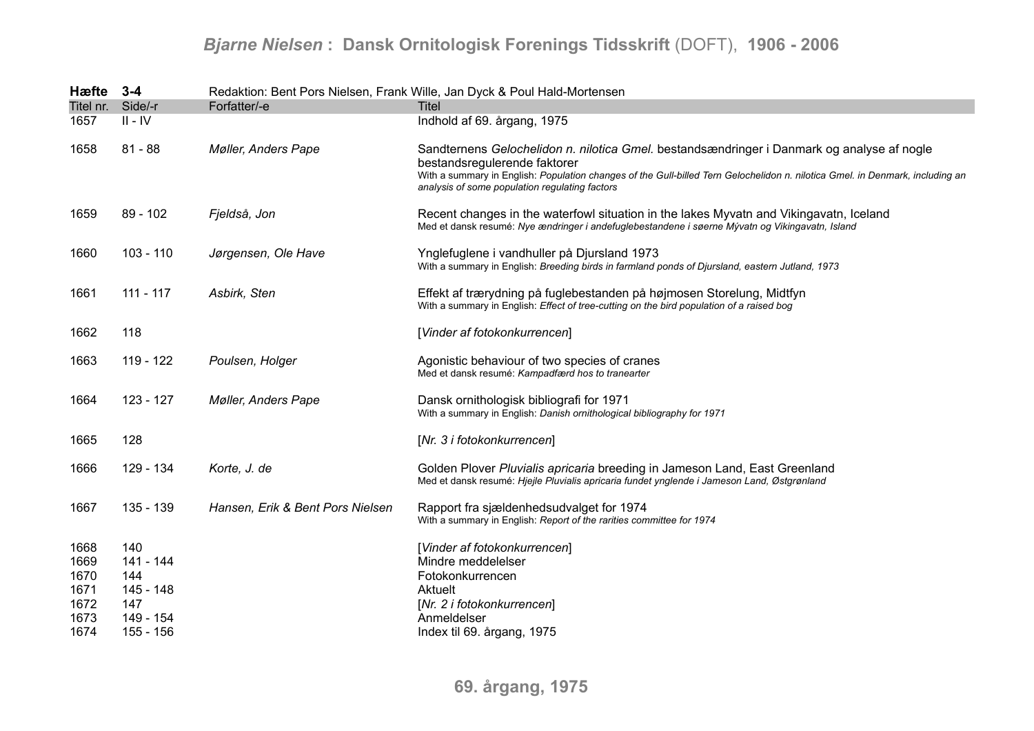**Hæfte 3-4** Redaktion: Bent Pors Nielsen, Frank Wille, Jan Dyck & Poul Hald-Mortensen

| Titel nr. | Side/-r | Forfatter/-e | Titel |
|---|---|---|---|
| 1657 | II - IV | | Indhold af 69. årgang, 1975 |
| 1658 | 81 - 88 | *Møller, Anders Pape* | Sandternens *Gelochelidon n. nilotica Gmel.* bestandsændringer i Danmark og analyse af nogle bestandsregulerende faktorer<br>With a summary in English: *Population changes of the Gull-billed Tern Gelochelidon n. nilotica Gmel. in Denmark, including an analysis of some population regulating factors* |
| 1659 | 89 - 102 | *Fjeldså, Jon* | Recent changes in the waterfowl situation in the lakes Myvatn and Vikingavatn, Iceland<br>Med et dansk resumé: *Nye ændringer i andefuglebestandene i søerne Mývatn og Vikingavatn, Island* |
| 1660 | 103 - 110 | *Jørgensen, Ole Have* | Ynglefuglene i vandhuller på Djursland 1973<br>With a summary in English: *Breeding birds in farmland ponds of Djursland, eastern Jutland, 1973* |
| 1661 | 111 - 117 | *Asbirk, Sten* | Effekt af trærydning på fuglebestanden på højmosen Storelung, Midtfyn<br>With a summary in English: *Effect of tree-cutting on the bird population of a raised bog* |
| 1662 | 118 | | [*Vinder af fotokonkurrencen*] |
| 1663 | 119 - 122 | *Poulsen, Holger* | Agonistic behaviour of two species of cranes<br>Med et dansk resumé: *Kampadfærd hos to tranearter* |
| 1664 | 123 - 127 | *Møller, Anders Pape* | Dansk ornithologisk bibliografi for 1971<br>With a summary in English: *Danish ornithological bibliography for 1971* |
| 1665 | 128 | | [*Nr. 3 i fotokonkurrencen*] |
| 1666 | 129 - 134 | *Korte, J. de* | Golden Plover *Pluvialis apricaria* breeding in Jameson Land, East Greenland<br>Med et dansk resumé: *Hjejle Pluvialis apricaria fundet ynglende i Jameson Land, Østgrønland* |
| 1667 | 135 - 139 | *Hansen, Erik & Bent Pors Nielsen* | Rapport fra sjældenhedsudvalget for 1974<br>With a summary in English: *Report of the rarities committee for 1974* |
| 1668 | 140 | | [*Vinder af fotokonkurrencen*] |
| 1669 | 141 - 144 | | Mindre meddelelser |
| 1670 | 144 | | Fotokonkurrencen |
| 1671 | 145 - 148 | | Aktuelt |
| 1672 | 147 | | [*Nr. 2 i fotokonkurrencen*] |
| 1673 | 149 - 154 | | Anmeldelser |
| 1674 | 155 - 156 | | Index til 69. årgang, 1975 |